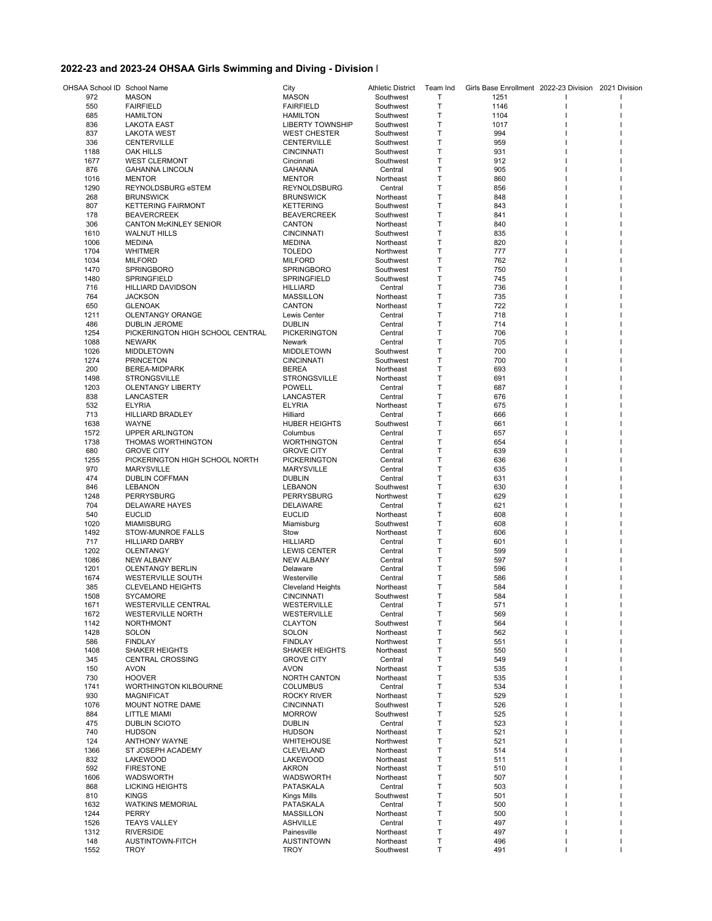## 2022-23 and 2023-24 OHSAA Girls Swimming and Diving - Division I

| OHSAA School ID | School Name | City | Athletic District | Team Ind | Girls Base Enrollment | 2022-23 Division | 2021 Division |
|---|---|---|---|---|---|---|---|
| 972 | MASON | MASON | Southwest | T | 1251 | I | I |
| 550 | FAIRFIELD | FAIRFIELD | Southwest | T | 1146 | I | I |
| 685 | HAMILTON | HAMILTON | Southwest | T | 1104 | I | I |
| 836 | LAKOTA EAST | LIBERTY TOWNSHIP | Southwest | T | 1017 | I | I |
| 837 | LAKOTA WEST | WEST CHESTER | Southwest | T | 994 | I | I |
| 336 | CENTERVILLE | CENTERVILLE | Southwest | T | 959 | I | I |
| 1188 | OAK HILLS | CINCINNATI | Southwest | T | 931 | I | I |
| 1677 | WEST CLERMONT | Cincinnati | Southwest | T | 912 | I | I |
| 876 | GAHANNA LINCOLN | GAHANNA | Central | T | 905 | I | I |
| 1016 | MENTOR | MENTOR | Northeast | T | 860 | I | I |
| 1290 | REYNOLDSBURG eSTEM | REYNOLDSBURG | Central | T | 856 | I | I |
| 268 | BRUNSWICK | BRUNSWICK | Northeast | T | 848 | I | I |
| 807 | KETTERING FAIRMONT | KETTERING | Southwest | T | 843 | I | I |
| 178 | BEAVERCREEK | BEAVERCREEK | Southwest | T | 841 | I | I |
| 306 | CANTON McKINLEY SENIOR | CANTON | Northeast | T | 840 | I | I |
| 1610 | WALNUT HILLS | CINCINNATI | Southwest | T | 835 | I | I |
| 1006 | MEDINA | MEDINA | Northeast | T | 820 | I | I |
| 1704 | WHITMER | TOLEDO | Northwest | T | 777 | I | I |
| 1034 | MILFORD | MILFORD | Southwest | T | 762 | I | I |
| 1470 | SPRINGBORO | SPRINGBORO | Southwest | T | 750 | I | I |
| 1480 | SPRINGFIELD | SPRINGFIELD | Southwest | T | 745 | I | I |
| 716 | HILLIARD DAVIDSON | HILLIARD | Central | T | 736 | I | I |
| 764 | JACKSON | MASSILLON | Northeast | T | 735 | I | I |
| 650 | GLENOAK | CANTON | Northeast | T | 722 | I | I |
| 1211 | OLENTANGY ORANGE | Lewis Center | Central | T | 718 | I | I |
| 486 | DUBLIN JEROME | DUBLIN | Central | T | 714 | I | I |
| 1254 | PICKERINGTON HIGH SCHOOL CENTRAL | PICKERINGTON | Central | T | 706 | I | I |
| 1088 | NEWARK | Newark | Central | T | 705 | I | I |
| 1026 | MIDDLETOWN | MIDDLETOWN | Southwest | T | 700 | I | I |
| 1274 | PRINCETON | CINCINNATI | Southwest | T | 700 | I | I |
| 200 | BEREA-MIDPARK | BEREA | Northeast | T | 693 | I | I |
| 1498 | STRONGSVILLE | STRONGSVILLE | Northeast | T | 691 | I | I |
| 1203 | OLENTANGY LIBERTY | POWELL | Central | T | 687 | I | I |
| 838 | LANCASTER | LANCASTER | Central | T | 676 | I | I |
| 532 | ELYRIA | ELYRIA | Northeast | T | 675 | I | I |
| 713 | HILLIARD BRADLEY | Hilliard | Central | T | 666 | I | I |
| 1638 | WAYNE | HUBER HEIGHTS | Southwest | T | 661 | I | I |
| 1572 | UPPER ARLINGTON | Columbus | Central | T | 657 | I | I |
| 1738 | THOMAS WORTHINGTON | WORTHINGTON | Central | T | 654 | I | I |
| 680 | GROVE CITY | GROVE CITY | Central | T | 639 | I | I |
| 1255 | PICKERINGTON HIGH SCHOOL NORTH | PICKERINGTON | Central | T | 636 | I | I |
| 970 | MARYSVILLE | MARYSVILLE | Central | T | 635 | I | I |
| 474 | DUBLIN COFFMAN | DUBLIN | Central | T | 631 | I | I |
| 846 | LEBANON | LEBANON | Southwest | T | 630 | I | I |
| 1248 | PERRYSBURG | PERRYSBURG | Northwest | T | 629 | I | I |
| 704 | DELAWARE HAYES | DELAWARE | Central | T | 621 | I | I |
| 540 | EUCLID | EUCLID | Northeast | T | 608 | I | I |
| 1020 | MIAMISBURG | Miamisburg | Southwest | T | 608 | I | I |
| 1492 | STOW-MUNROE FALLS | Stow | Northeast | T | 606 | I | I |
| 717 | HILLIARD DARBY | HILLIARD | Central | T | 601 | I | I |
| 1202 | OLENTANGY | LEWIS CENTER | Central | T | 599 | I | I |
| 1086 | NEW ALBANY | NEW ALBANY | Central | T | 597 | I | I |
| 1201 | OLENTANGY BERLIN | Delaware | Central | T | 596 | I | I |
| 1674 | WESTERVILLE SOUTH | Westerville | Central | T | 586 | I | I |
| 385 | CLEVELAND HEIGHTS | Cleveland Heights | Northeast | T | 584 | I | I |
| 1508 | SYCAMORE | CINCINNATI | Southwest | T | 584 | I | I |
| 1671 | WESTERVILLE CENTRAL | WESTERVILLE | Central | T | 571 | I | I |
| 1672 | WESTERVILLE NORTH | WESTERVILLE | Central | T | 569 | I | I |
| 1142 | NORTHMONT | CLAYTON | Southwest | T | 564 | I | I |
| 1428 | SOLON | SOLON | Northeast | T | 562 | I | I |
| 586 | FINDLAY | FINDLAY | Northwest | T | 551 | I | I |
| 1408 | SHAKER HEIGHTS | SHAKER HEIGHTS | Northeast | T | 550 | I | I |
| 345 | CENTRAL CROSSING | GROVE CITY | Central | T | 549 | I | I |
| 150 | AVON | AVON | Northeast | T | 535 | I | I |
| 730 | HOOVER | NORTH CANTON | Northeast | T | 535 | I | I |
| 1741 | WORTHINGTON KILBOURNE | COLUMBUS | Central | T | 534 | I | I |
| 930 | MAGNIFICAT | ROCKY RIVER | Northeast | T | 529 | I | I |
| 1076 | MOUNT NOTRE DAME | CINCINNATI | Southwest | T | 526 | I | I |
| 884 | LITTLE MIAMI | MORROW | Southwest | T | 525 | I | I |
| 475 | DUBLIN SCIOTO | DUBLIN | Central | T | 523 | I | I |
| 740 | HUDSON | HUDSON | Northeast | T | 521 | I | I |
| 124 | ANTHONY WAYNE | WHITEHOUSE | Northwest | T | 521 | I | I |
| 1366 | ST JOSEPH ACADEMY | CLEVELAND | Northeast | T | 514 | I | I |
| 832 | LAKEWOOD | LAKEWOOD | Northeast | T | 511 | I | I |
| 592 | FIRESTONE | AKRON | Northeast | T | 510 | I | I |
| 1606 | WADSWORTH | WADSWORTH | Northeast | T | 507 | I | I |
| 868 | LICKING HEIGHTS | PATASKALA | Central | T | 503 | I | I |
| 810 | KINGS | Kings Mills | Southwest | T | 501 | I | I |
| 1632 | WATKINS MEMORIAL | PATASKALA | Central | T | 500 | I | I |
| 1244 | PERRY | MASSILLON | Northeast | T | 500 | I | I |
| 1526 | TEAYS VALLEY | ASHVILLE | Central | T | 497 | I | I |
| 1312 | RIVERSIDE | Painesville | Northeast | T | 497 | I | I |
| 148 | AUSTINTOWN-FITCH | AUSTINTOWN | Northeast | T | 496 | I | I |
| 1552 | TROY | TROY | Southwest | T | 491 | I | I |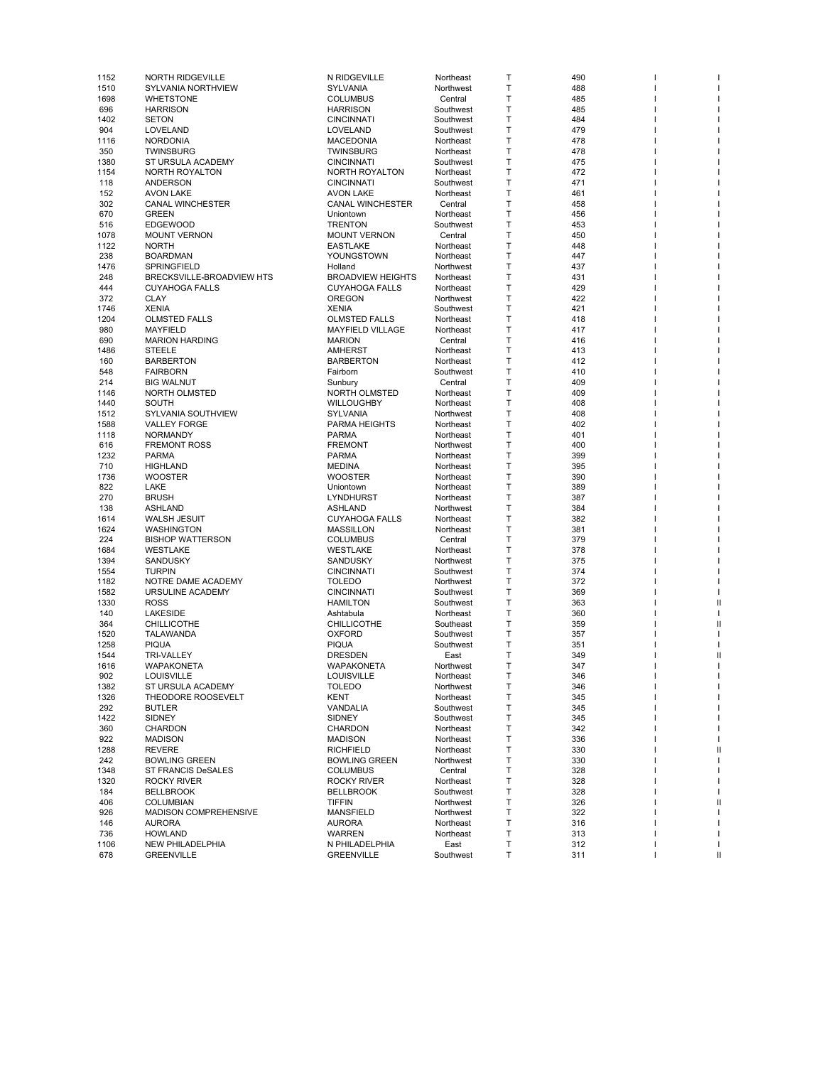| | | | | | | | |
|---|---|---|---|---|---|---|---|
| 1152 | NORTH RIDGEVILLE | N RIDGEVILLE | Northeast | T | 490 | I | I |
| 1510 | SYLVANIA NORTHVIEW | SYLVANIA | Northwest | T | 488 | I | I |
| 1698 | WHETSTONE | COLUMBUS | Central | T | 485 | I | I |
| 696 | HARRISON | HARRISON | Southwest | T | 485 | I | I |
| 1402 | SETON | CINCINNATI | Southwest | T | 484 | I | I |
| 904 | LOVELAND | LOVELAND | Southwest | T | 479 | I | I |
| 1116 | NORDONIA | MACEDONIA | Northeast | T | 478 | I | I |
| 350 | TWINSBURG | TWINSBURG | Northeast | T | 478 | I | I |
| 1380 | ST URSULA ACADEMY | CINCINNATI | Southwest | T | 475 | I | I |
| 1154 | NORTH ROYALTON | NORTH ROYALTON | Northeast | T | 472 | I | I |
| 118 | ANDERSON | CINCINNATI | Southwest | T | 471 | I | I |
| 152 | AVON LAKE | AVON LAKE | Northeast | T | 461 | I | I |
| 302 | CANAL WINCHESTER | CANAL WINCHESTER | Central | T | 458 | I | I |
| 670 | GREEN | Uniontown | Northeast | T | 456 | I | I |
| 516 | EDGEWOOD | TRENTON | Southwest | T | 453 | I | I |
| 1078 | MOUNT VERNON | MOUNT VERNON | Central | T | 450 | I | I |
| 1122 | NORTH | EASTLAKE | Northeast | T | 448 | I | I |
| 238 | BOARDMAN | YOUNGSTOWN | Northeast | T | 447 | I | I |
| 1476 | SPRINGFIELD | Holland | Northwest | T | 437 | I | I |
| 248 | BRECKSVILLE-BROADVIEW HTS | BROADVIEW HEIGHTS | Northeast | T | 431 | I | I |
| 444 | CUYAHOGA FALLS | CUYAHOGA FALLS | Northeast | T | 429 | I | I |
| 372 | CLAY | OREGON | Northwest | T | 422 | I | I |
| 1746 | XENIA | XENIA | Southwest | T | 421 | I | I |
| 1204 | OLMSTED FALLS | OLMSTED FALLS | Northeast | T | 418 | I | I |
| 980 | MAYFIELD | MAYFIELD VILLAGE | Northeast | T | 417 | I | I |
| 690 | MARION HARDING | MARION | Central | T | 416 | I | I |
| 1486 | STEELE | AMHERST | Northeast | T | 413 | I | I |
| 160 | BARBERTON | BARBERTON | Northeast | T | 412 | I | I |
| 548 | FAIRBORN | Fairborn | Southwest | T | 410 | I | I |
| 214 | BIG WALNUT | Sunbury | Central | T | 409 | I | I |
| 1146 | NORTH OLMSTED | NORTH OLMSTED | Northeast | T | 409 | I | I |
| 1440 | SOUTH | WILLOUGHBY | Northeast | T | 408 | I | I |
| 1512 | SYLVANIA SOUTHVIEW | SYLVANIA | Northwest | T | 408 | I | I |
| 1588 | VALLEY FORGE | PARMA HEIGHTS | Northeast | T | 402 | I | I |
| 1118 | NORMANDY | PARMA | Northeast | T | 401 | I | I |
| 616 | FREMONT ROSS | FREMONT | Northwest | T | 400 | I | I |
| 1232 | PARMA | PARMA | Northeast | T | 399 | I | I |
| 710 | HIGHLAND | MEDINA | Northeast | T | 395 | I | I |
| 1736 | WOOSTER | WOOSTER | Northeast | T | 390 | I | I |
| 822 | LAKE | Uniontown | Northeast | T | 389 | I | I |
| 270 | BRUSH | LYNDHURST | Northeast | T | 387 | I | I |
| 138 | ASHLAND | ASHLAND | Northwest | T | 384 | I | I |
| 1614 | WALSH JESUIT | CUYAHOGA FALLS | Northeast | T | 382 | I | I |
| 1624 | WASHINGTON | MASSILLON | Northeast | T | 381 | I | I |
| 224 | BISHOP WATTERSON | COLUMBUS | Central | T | 379 | I | I |
| 1684 | WESTLAKE | WESTLAKE | Northeast | T | 378 | I | I |
| 1394 | SANDUSKY | SANDUSKY | Northwest | T | 375 | I | I |
| 1554 | TURPIN | CINCINNATI | Southwest | T | 374 | I | I |
| 1182 | NOTRE DAME ACADEMY | TOLEDO | Northwest | T | 372 | I | I |
| 1582 | URSULINE ACADEMY | CINCINNATI | Southwest | T | 369 | I | I |
| 1330 | ROSS | HAMILTON | Southwest | T | 363 | I | II |
| 140 | LAKESIDE | Ashtabula | Northeast | T | 360 | I | I |
| 364 | CHILLICOTHE | CHILLICOTHE | Southeast | T | 359 | I | II |
| 1520 | TALAWANDA | OXFORD | Southwest | T | 357 | I | I |
| 1258 | PIQUA | PIQUA | Southwest | T | 351 | I | I |
| 1544 | TRI-VALLEY | DRESDEN | East | T | 349 | I | II |
| 1616 | WAPAKONETA | WAPAKONETA | Northwest | T | 347 | I | I |
| 902 | LOUISVILLE | LOUISVILLE | Northeast | T | 346 | I | I |
| 1382 | ST URSULA ACADEMY | TOLEDO | Northwest | T | 346 | I | I |
| 1326 | THEODORE ROOSEVELT | KENT | Northeast | T | 345 | I | I |
| 292 | BUTLER | VANDALIA | Southwest | T | 345 | I | I |
| 1422 | SIDNEY | SIDNEY | Southwest | T | 345 | I | I |
| 360 | CHARDON | CHARDON | Northeast | T | 342 | I | I |
| 922 | MADISON | MADISON | Northeast | T | 336 | I | I |
| 1288 | REVERE | RICHFIELD | Northeast | T | 330 | I | II |
| 242 | BOWLING GREEN | BOWLING GREEN | Northwest | T | 330 | I | I |
| 1348 | ST FRANCIS DeSALES | COLUMBUS | Central | T | 328 | I | I |
| 1320 | ROCKY RIVER | ROCKY RIVER | Northeast | T | 328 | I | I |
| 184 | BELLBROOK | BELLBROOK | Southwest | T | 328 | I | I |
| 406 | COLUMBIAN | TIFFIN | Northwest | T | 326 | I | II |
| 926 | MADISON COMPREHENSIVE | MANSFIELD | Northwest | T | 322 | I | I |
| 146 | AURORA | AURORA | Northeast | T | 316 | I | I |
| 736 | HOWLAND | WARREN | Northeast | T | 313 | I | I |
| 1106 | NEW PHILADELPHIA | N PHILADELPHIA | East | T | 312 | I | I |
| 678 | GREENVILLE | GREENVILLE | Southwest | T | 311 | I | II |